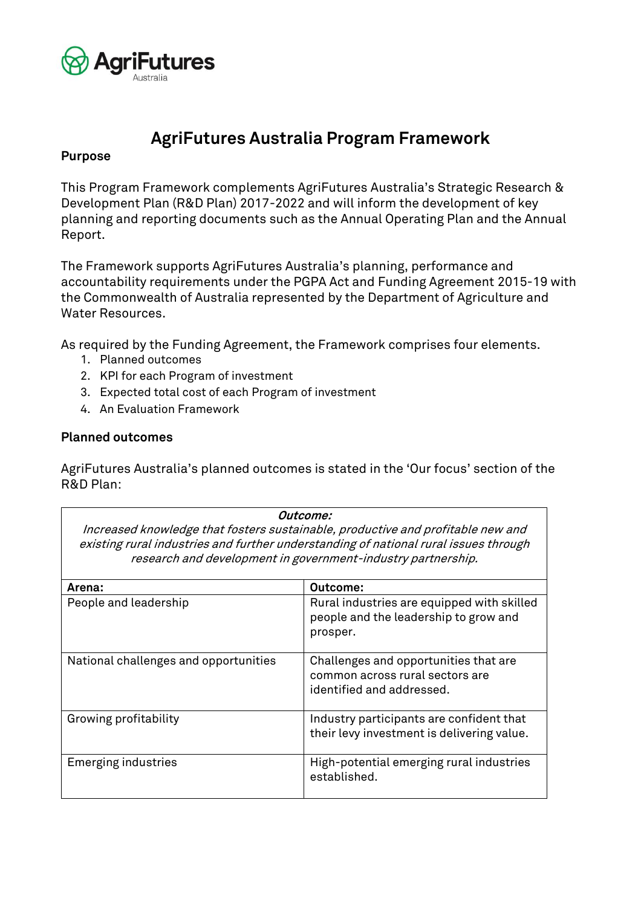# AgriFutures Australia Program Framework

**Purpose**

This Program Framework complements AgriFutures Australia's Strategic Research & Development Plan (R&D Plan) 2017-2022 and will inform the development of key planning and reporting documents such as the Annual Operating Plan and the Annual Report.

The Framework supports AgriFutures Australia's planning, performance and accountability requirements under the PGPA Act and Funding Agreement 2015-19 with the Commonwealth of Australia represented by the Department of Agriculture and Water Resources.

As required by the Funding Agreement, the Framework comprises four elements.

1. Planned outcomes
2. KPI for each Program of investment
3. Expected total cost of each Program of investment
4. An Evaluation Framework

**Planned outcomes**

AgriFutures Australia's planned outcomes is stated in the 'Our focus' section of the R&D Plan:

| ***Outcome:*** *Increased knowledge that fosters sustainable, productive and profitable new and existing rural industries and further understanding of national rural issues through research and development in government-industry partnership.* | |
|---|---|
| **Arena:** | **Outcome:** |
| People and leadership | Rural industries are equipped with skilled people and the leadership to grow and prosper. |
| National challenges and opportunities | Challenges and opportunities that are common across rural sectors are identified and addressed. |
| Growing profitability | Industry participants are confident that their levy investment is delivering value. |
| Emerging industries | High-potential emerging rural industries established. |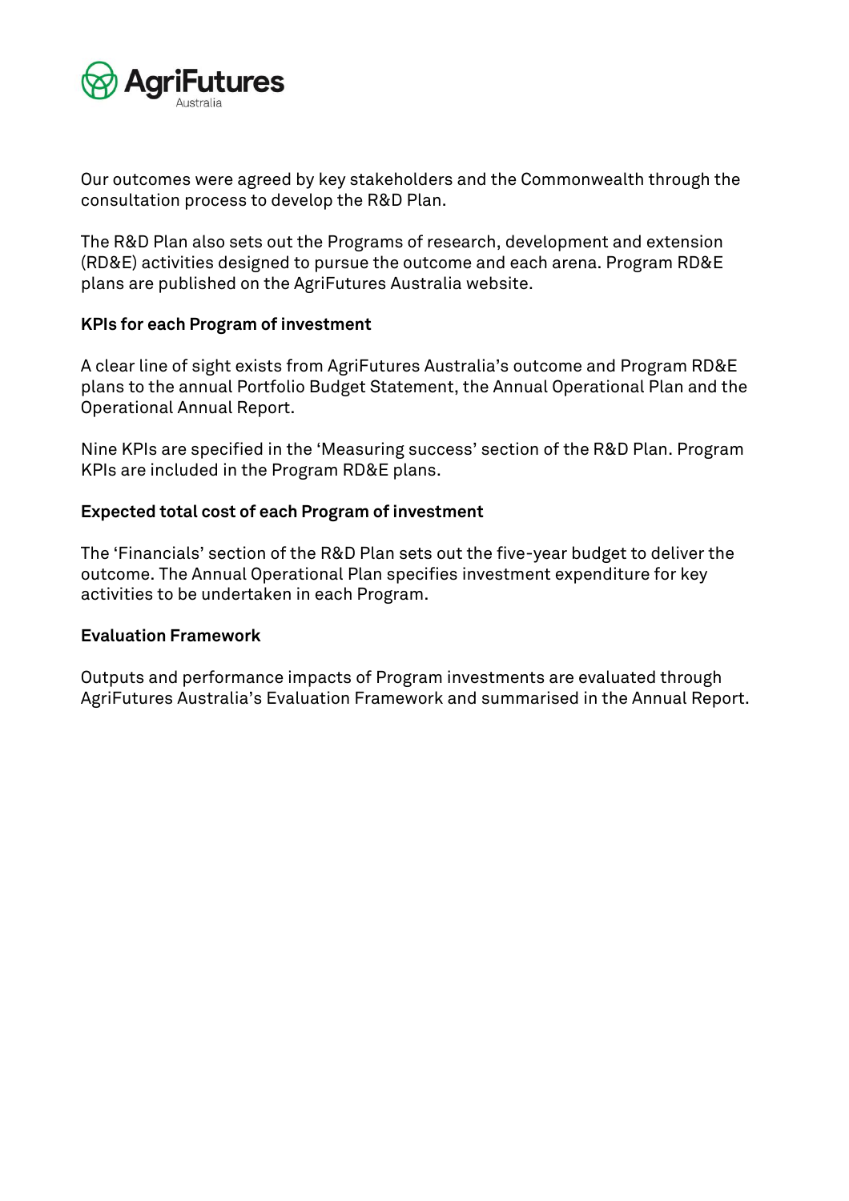Our outcomes were agreed by key stakeholders and the Commonwealth through the consultation process to develop the R&D Plan.

The R&D Plan also sets out the Programs of research, development and extension (RD&E) activities designed to pursue the outcome and each arena. Program RD&E plans are published on the AgriFutures Australia website.

**KPIs for each Program of investment**

A clear line of sight exists from AgriFutures Australia's outcome and Program RD&E plans to the annual Portfolio Budget Statement, the Annual Operational Plan and the Operational Annual Report.

Nine KPIs are specified in the 'Measuring success' section of the R&D Plan. Program KPIs are included in the Program RD&E plans.

**Expected total cost of each Program of investment**

The 'Financials' section of the R&D Plan sets out the five-year budget to deliver the outcome. The Annual Operational Plan specifies investment expenditure for key activities to be undertaken in each Program.

**Evaluation Framework**

Outputs and performance impacts of Program investments are evaluated through AgriFutures Australia's Evaluation Framework and summarised in the Annual Report.